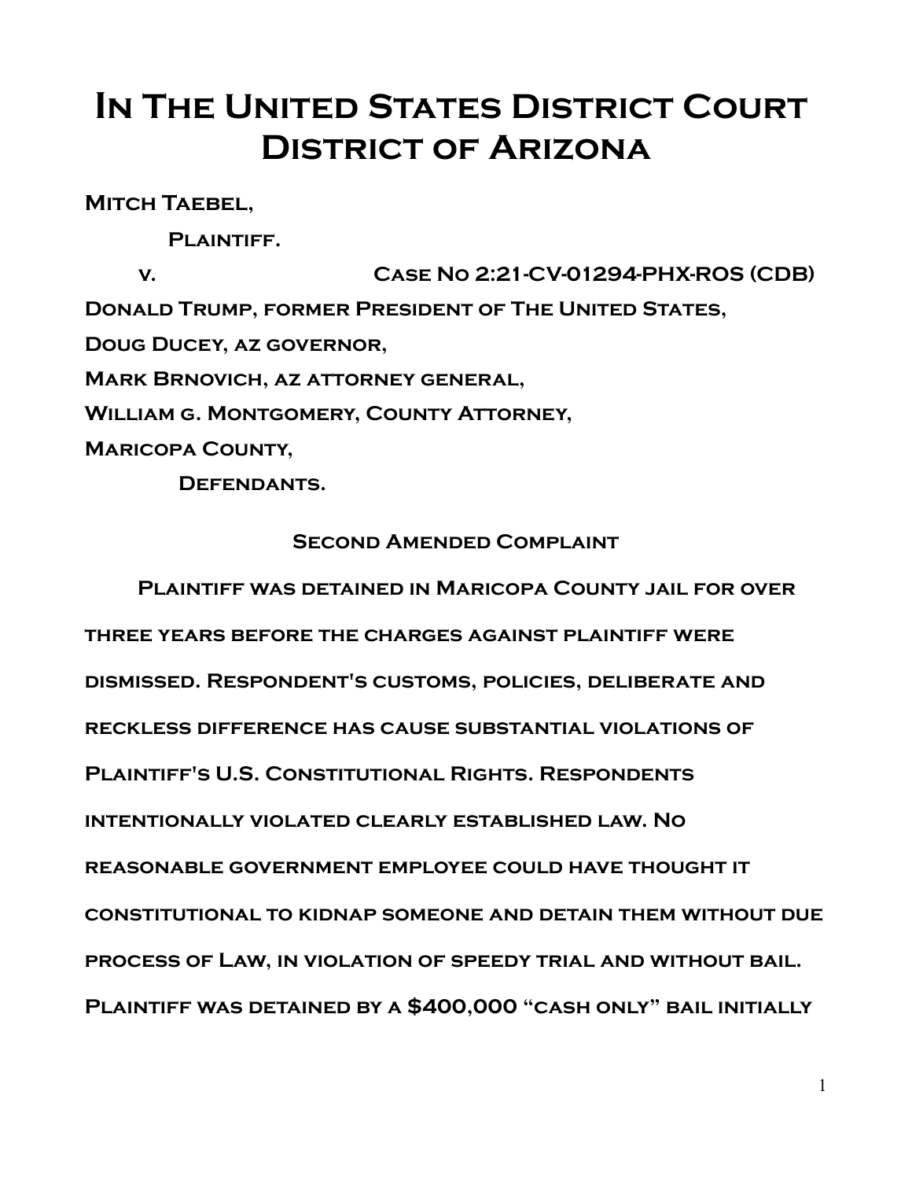# In The United States District Court District of Arizona

**Mitch Taebel,**

**Plaintiff.**

**v. Case No 2:21-CV-01294-PHX-ROS (CDB)**

**Donald Trump, former President of The United States,**

**Doug Ducey, az governor,**

**Mark Brnovich, az attorney general,**

**William g. Montgomery, County Attorney,**

**Maricopa County,**

**Defendants.**

## Second Amended Complaint

Plaintiff was detained in Maricopa County jail for over three years before the charges against plaintiff were dismissed. Respondent's customs, policies, deliberate and reckless difference has cause substantial violations of Plaintiff's U.S. Constitutional Rights. Respondents intentionally violated clearly established law. No reasonable government employee could have thought it constitutional to kidnap someone and detain them without due process of Law, in violation of speedy trial and without bail. Plaintiff was detained by a $400,000 "cash only" bail initially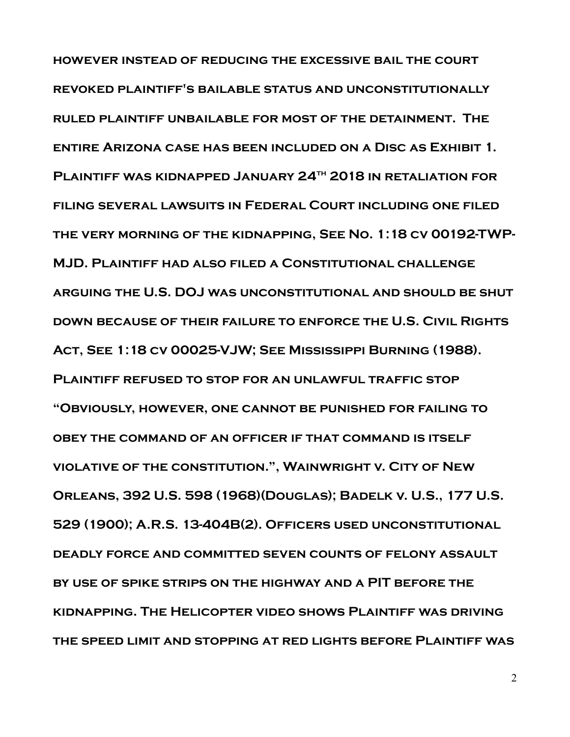however instead of reducing the excessive bail the court revoked plaintiff's bailable status and unconstitutionally ruled plaintiff unbailable for most of the detainment. The entire Arizona case has been included on a Disc as Exhibit 1. Plaintiff was kidnapped January 24th 2018 in retaliation for filing several lawsuits in Federal Court including one filed the very morning of the kidnapping, See No. 1:18 cv 00192-TWP-MJD. Plaintiff had also filed a Constitutional challenge arguing the U.S. DOJ was unconstitutional and should be shut down because of their failure to enforce the U.S. Civil Rights Act, See 1:18 cv 00025-VJW; See Mississippi Burning (1988). Plaintiff refused to stop for an unlawful traffic stop "Obviously, however, one cannot be punished for failing to obey the command of an officer if that command is itself violative of the constitution.", Wainwright v. City of New Orleans, 392 U.S. 598 (1968)(Douglas); Badelk v. U.S., 177 U.S. 529 (1900); A.R.S. 13-404B(2). Officers used unconstitutional deadly force and committed seven counts of felony assault by use of spike strips on the highway and a PIT before the kidnapping. The Helicopter video shows Plaintiff was driving the speed limit and stopping at red lights before Plaintiff was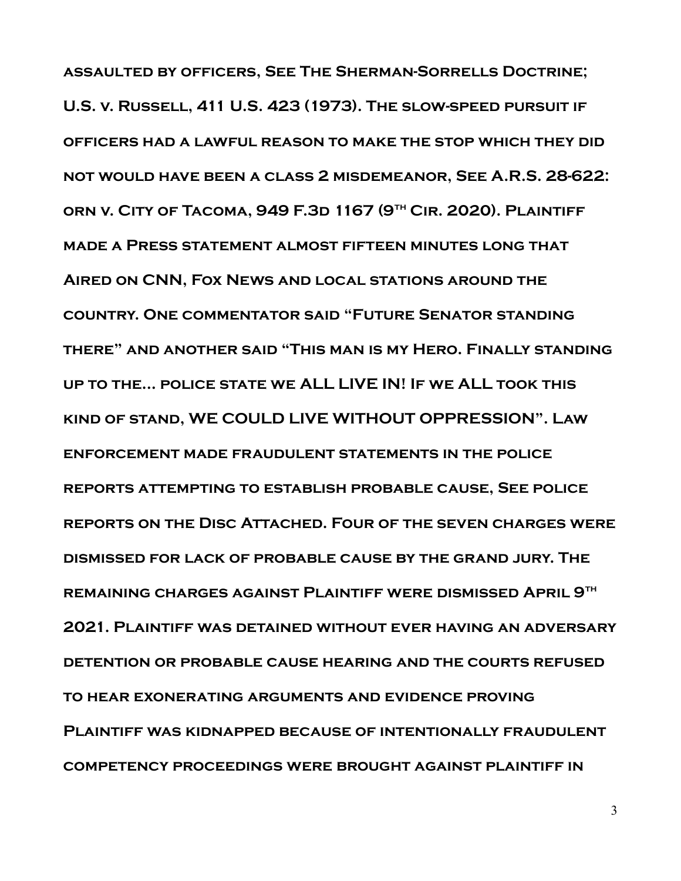assaulted by officers, See The Sherman-Sorrells Doctrine; U.S. v. Russell, 411 U.S. 423 (1973). The slow-speed pursuit if officers had a lawful reason to make the stop which they did not would have been a class 2 misdemeanor, See A.R.S. 28-622: orn v. City of Tacoma, 949 F.3d 1167 (9th Cir. 2020). Plaintiff made a Press statement almost fifteen minutes long that Aired on CNN, Fox News and local stations around the country. One commentator said "Future Senator standing there" and another said "This man is my Hero. Finally standing up to the... police state we ALL LIVE IN! If we ALL took this kind of stand, WE COULD LIVE WITHOUT OPPRESSION". Law enforcement made fraudulent statements in the police reports attempting to establish probable cause, See police reports on the Disc Attached. Four of the seven charges were dismissed for lack of probable cause by the grand jury. The remaining charges against Plaintiff were dismissed April 9th 2021. Plaintiff was detained without ever having an adversary detention or probable cause hearing and the courts refused to hear exonerating arguments and evidence proving Plaintiff was kidnapped because of intentionally fraudulent competency proceedings were brought against plaintiff in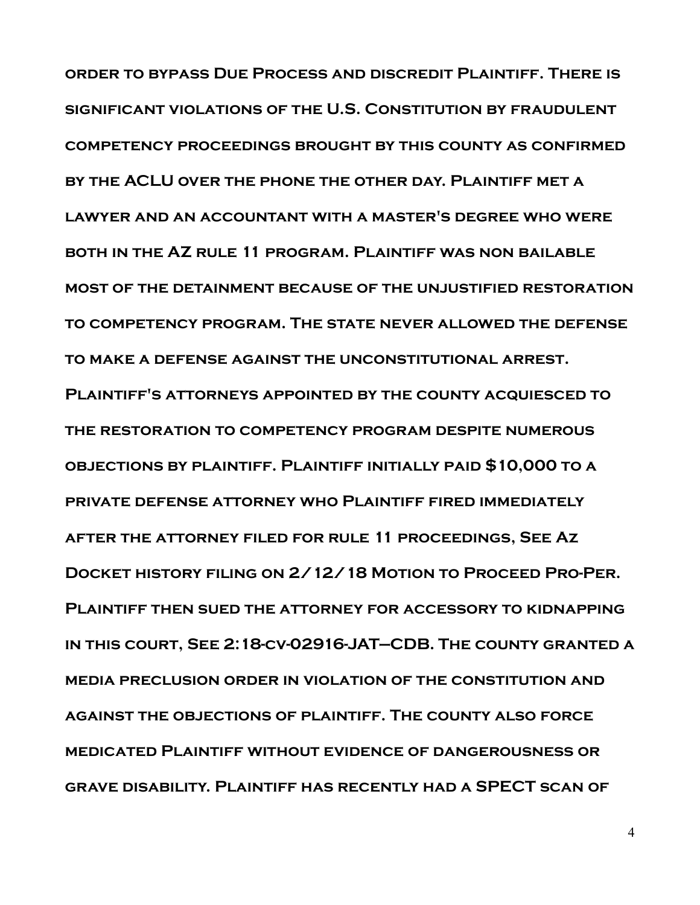order to bypass Due Process and discredit Plaintiff. There is significant violations of the U.S. Constitution by fraudulent competency proceedings brought by this county as confirmed by the ACLU over the phone the other day. Plaintiff met a lawyer and an accountant with a master's degree who were both in the AZ rule 11 program. Plaintiff was non bailable most of the detainment because of the unjustified restoration to competency program. The state never allowed the defense to make a defense against the unconstitutional arrest. Plaintiff's attorneys appointed by the county acquiesced to the restoration to competency program despite numerous objections by plaintiff. Plaintiff initially paid $10,000 to a private defense attorney who Plaintiff fired immediately after the attorney filed for rule 11 proceedings, See Az Docket history filing on 2/12/18 Motion to Proceed Pro-Per. Plaintiff then sued the attorney for accessory to kidnapping in this court, See 2:18-cv-02916-JAT–CDB. The county granted a media preclusion order in violation of the constitution and against the objections of plaintiff. The county also force medicated Plaintiff without evidence of dangerousness or grave disability. Plaintiff has recently had a SPECT scan of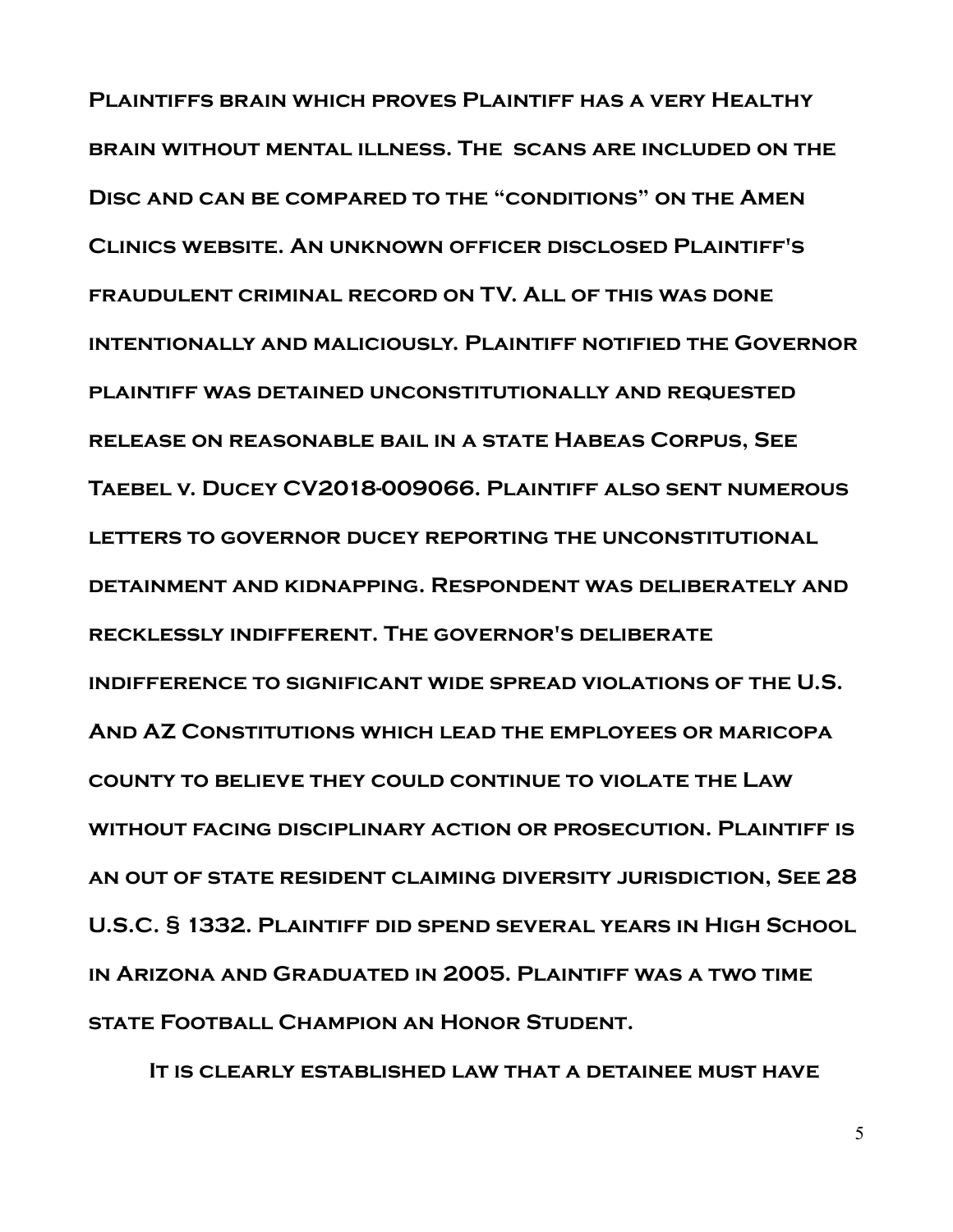Plaintiffs brain which proves Plaintiff has a very Healthy brain without mental illness. The scans are included on the Disc and can be compared to the "conditions" on the Amen Clinics website. An unknown officer disclosed Plaintiff's fraudulent criminal record on TV. All of this was done intentionally and maliciously. Plaintiff notified the Governor plaintiff was detained unconstitutionally and requested release on reasonable bail in a state Habeas Corpus, See Taebel v. Ducey CV2018-009066. Plaintiff also sent numerous letters to governor ducey reporting the unconstitutional detainment and kidnapping. Respondent was deliberately and recklessly indifferent. The governor's deliberate indifference to significant wide spread violations of the U.S. And AZ Constitutions which lead the employees or maricopa county to believe they could continue to violate the Law without facing disciplinary action or prosecution. Plaintiff is an out of state resident claiming diversity jurisdiction, See 28 U.S.C. § 1332. Plaintiff did spend several years in High School in Arizona and Graduated in 2005. Plaintiff was a two time state Football Champion an Honor Student.

It is clearly established law that a detainee must have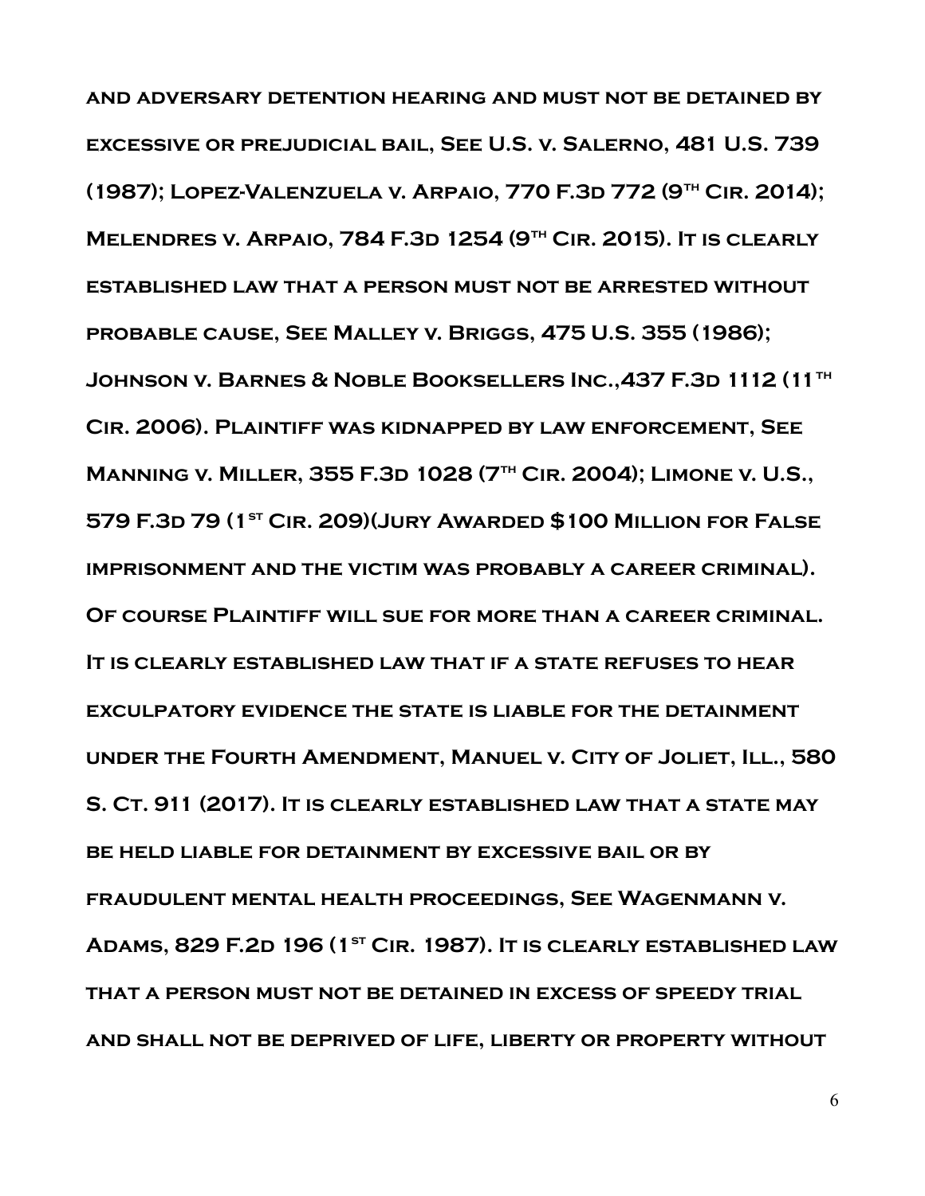and adversary detention hearing and must not be detained by excessive or prejudicial bail, See U.S. v. Salerno, 481 U.S. 739 (1987); Lopez-Valenzuela v. Arpaio, 770 F.3d 772 (9th Cir. 2014); Melendres v. Arpaio, 784 F.3d 1254 (9th Cir. 2015). It is clearly established law that a person must not be arrested without probable cause, See Malley v. Briggs, 475 U.S. 355 (1986); Johnson v. Barnes & Noble Booksellers Inc.,437 F.3d 1112 (11th Cir. 2006). Plaintiff was kidnapped by law enforcement, See Manning v. Miller, 355 F.3d 1028 (7th Cir. 2004); Limone v. U.S., 579 F.3d 79 (1st Cir. 209)(Jury Awarded $100 Million for False imprisonment and the victim was probably a career criminal). Of course Plaintiff will sue for more than a career criminal. It is clearly established law that if a state refuses to hear exculpatory evidence the state is liable for the detainment under the Fourth Amendment, Manuel v. City of Joliet, Ill., 580 S. Ct. 911 (2017). It is clearly established law that a state may be held liable for detainment by excessive bail or by fraudulent mental health proceedings, See Wagenmann v. Adams, 829 F.2d 196 (1st Cir. 1987). It is clearly established law that a person must not be detained in excess of speedy trial and shall not be deprived of life, liberty or property without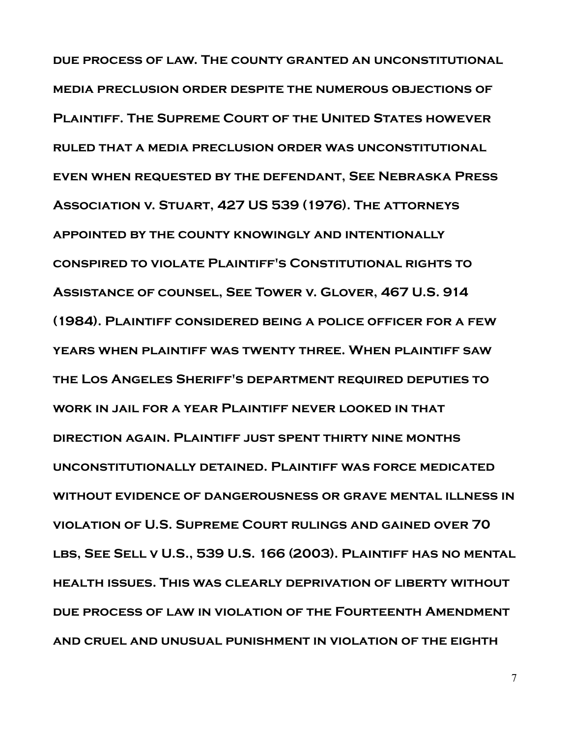due process of law. The county granted an unconstitutional media preclusion order despite the numerous objections of Plaintiff. The Supreme Court of the United States however ruled that a media preclusion order was unconstitutional even when requested by the defendant, See Nebraska Press Association v. Stuart, 427 US 539 (1976). The attorneys appointed by the county knowingly and intentionally conspired to violate Plaintiff's Constitutional rights to Assistance of counsel, See Tower v. Glover, 467 U.S. 914 (1984). Plaintiff considered being a police officer for a few years when plaintiff was twenty three. When plaintiff saw the Los Angeles Sheriff's department required deputies to work in jail for a year Plaintiff never looked in that direction again. Plaintiff just spent thirty nine months unconstitutionally detained. Plaintiff was force medicated without evidence of dangerousness or grave mental illness in violation of U.S. Supreme Court rulings and gained over 70 lbs, See Sell v U.S., 539 U.S. 166 (2003). Plaintiff has no mental health issues. This was clearly deprivation of liberty without due process of law in violation of the Fourteenth Amendment and cruel and unusual punishment in violation of the eighth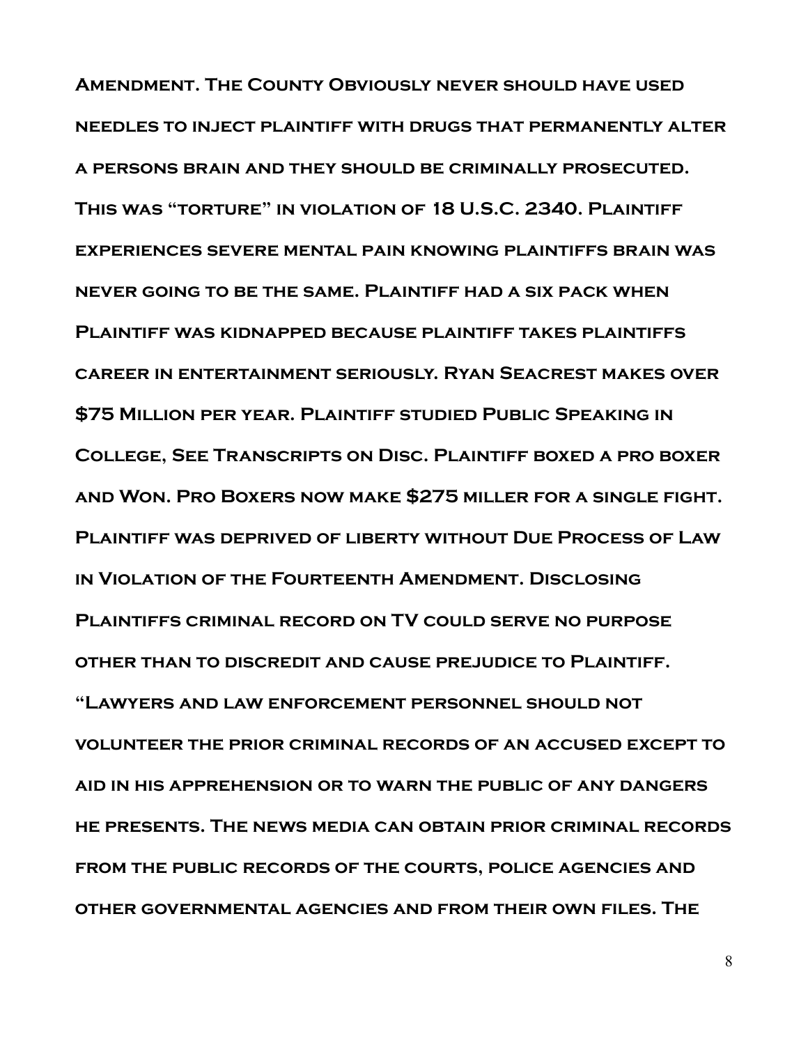Amendment. The County Obviously never should have used needles to inject plaintiff with drugs that permanently alter a persons brain and they should be criminally prosecuted. This was "torture" in violation of 18 U.S.C. 2340. Plaintiff experiences severe mental pain knowing plaintiffs brain was never going to be the same. Plaintiff had a six pack when Plaintiff was kidnapped because plaintiff takes plaintiffs career in entertainment seriously. Ryan Seacrest makes over $75 Million per year. Plaintiff studied Public Speaking in College, See Transcripts on Disc. Plaintiff boxed a pro boxer and Won. Pro Boxers now make $275 miller for a single fight. Plaintiff was deprived of liberty without Due Process of Law in Violation of the Fourteenth Amendment. Disclosing Plaintiffs criminal record on TV could serve no purpose other than to discredit and cause prejudice to Plaintiff. "Lawyers and law enforcement personnel should not volunteer the prior criminal records of an accused except to aid in his apprehension or to warn the public of any dangers he presents. The news media can obtain prior criminal records from the public records of the courts, police agencies and other governmental agencies and from their own files. The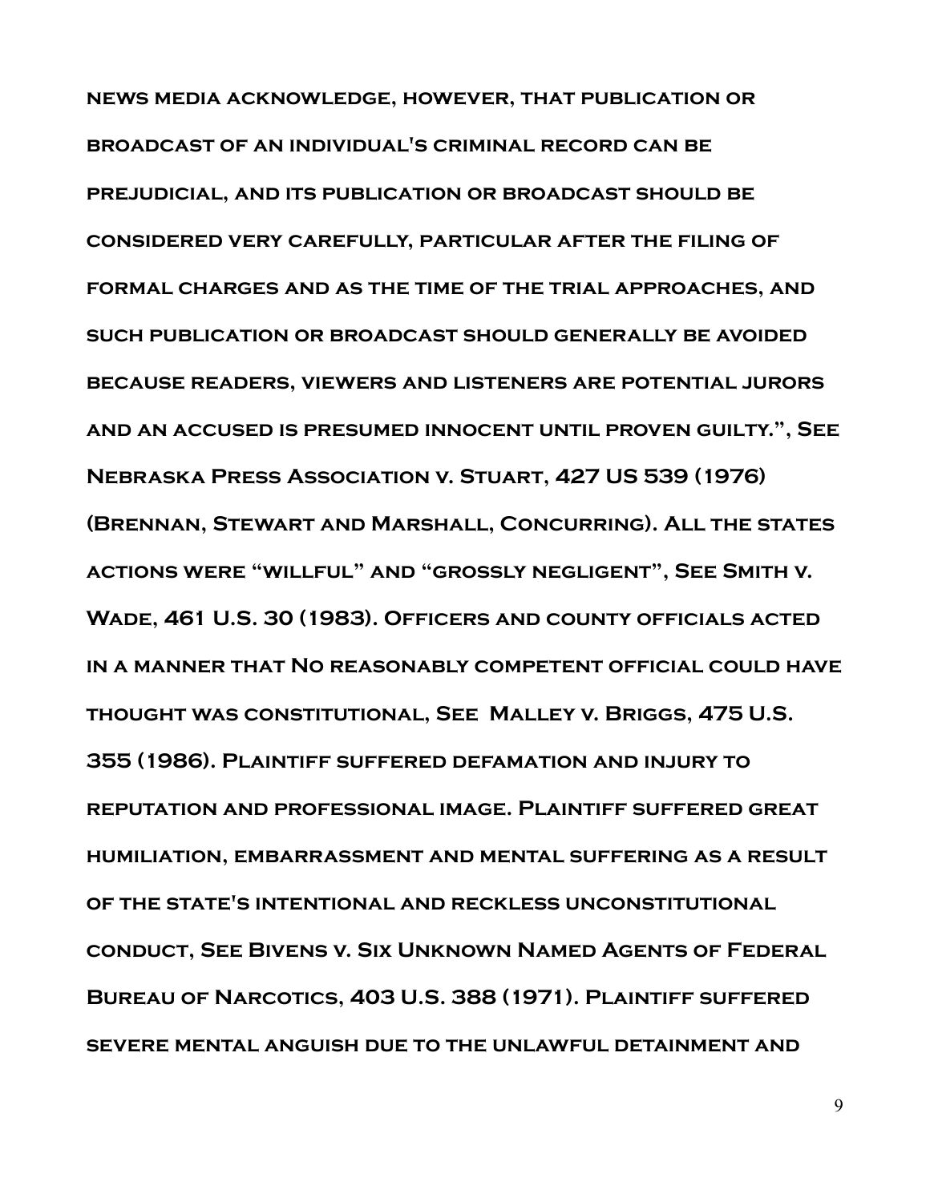news media acknowledge, however, that publication or broadcast of an individual's criminal record can be prejudicial, and its publication or broadcast should be considered very carefully, particular after the filing of formal charges and as the time of the trial approaches, and such publication or broadcast should generally be avoided because readers, viewers and listeners are potential jurors and an accused is presumed innocent until proven guilty.", See Nebraska Press Association v. Stuart, 427 US 539 (1976) (Brennan, Stewart and Marshall, Concurring). All the states actions were "willful" and "grossly negligent", See Smith v. Wade, 461 U.S. 30 (1983). Officers and county officials acted in a manner that No reasonably competent official could have thought was constitutional, See Malley v. Briggs, 475 U.S. 355 (1986). Plaintiff suffered defamation and injury to reputation and professional image. Plaintiff suffered great humiliation, embarrassment and mental suffering as a result of the state's intentional and reckless unconstitutional conduct, See Bivens v. Six Unknown Named Agents of Federal Bureau of Narcotics, 403 U.S. 388 (1971). Plaintiff suffered severe mental anguish due to the unlawful detainment and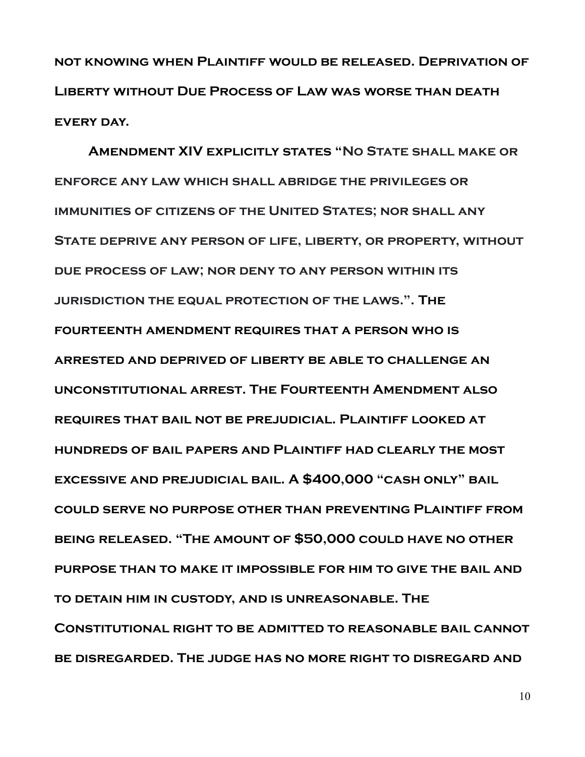**not knowing when Plaintiff would be released. Deprivation of Liberty without Due Process of Law was worse than death every day.**

**Amendment XIV explicitly states "No State shall make or enforce any law which shall abridge the privileges or immunities of citizens of the United States; nor shall any State deprive any person of life, liberty, or property, without due process of law; nor deny to any person within its jurisdiction the equal protection of the laws.". The fourteenth amendment requires that a person who is arrested and deprived of liberty be able to challenge an unconstitutional arrest. The Fourteenth Amendment also requires that bail not be prejudicial. Plaintiff looked at hundreds of bail papers and Plaintiff had clearly the most excessive and prejudicial bail. A $400,000 "cash only" bail could serve no purpose other than preventing Plaintiff from being released. "The amount of $50,000 could have no other purpose than to make it impossible for him to give the bail and to detain him in custody, and is unreasonable. The Constitutional right to be admitted to reasonable bail cannot be disregarded. The judge has no more right to disregard and**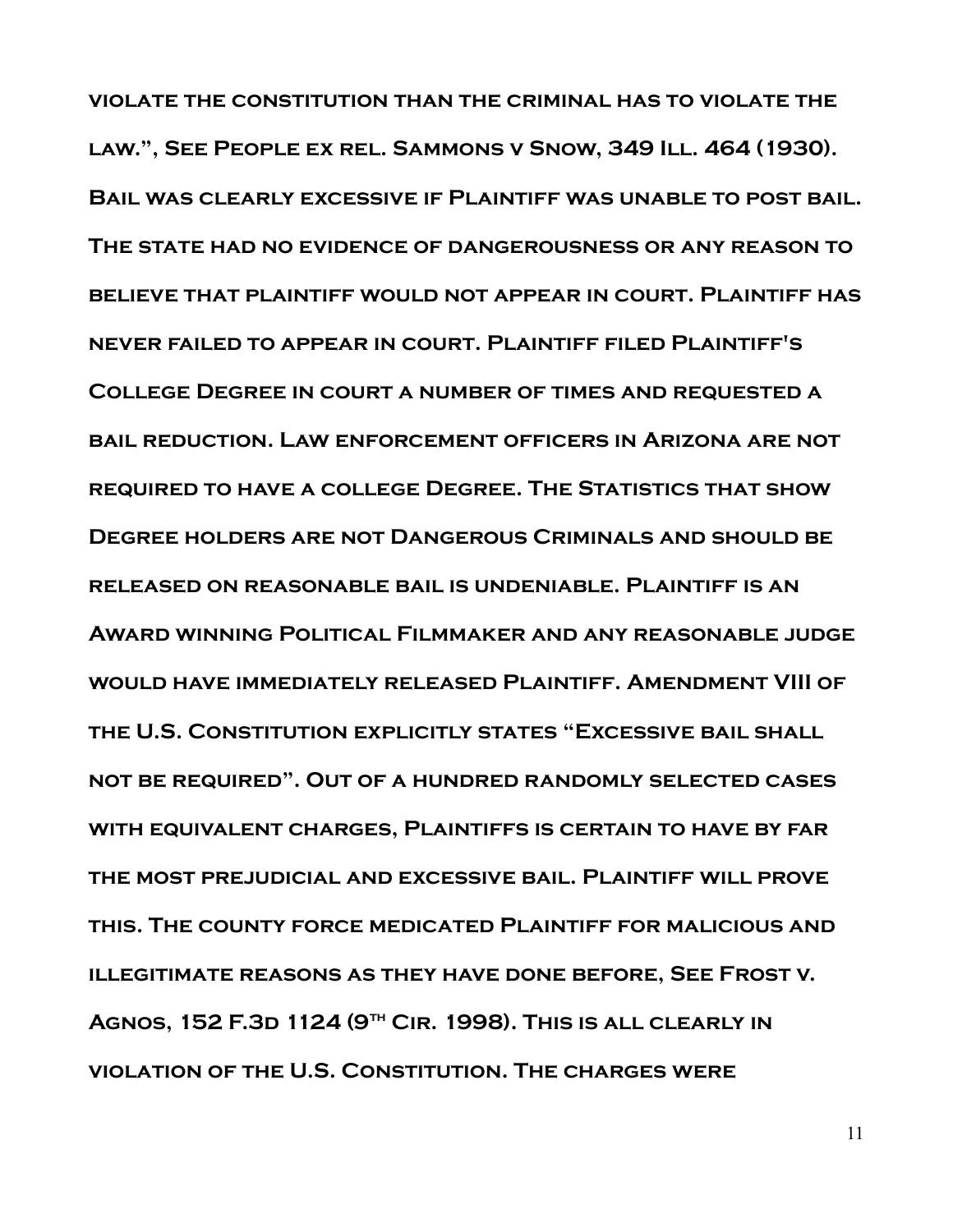violate the constitution than the criminal has to violate the law.", See People ex rel. Sammons v Snow, 349 Ill. 464 (1930). Bail was clearly excessive if Plaintiff was unable to post bail. The state had no evidence of dangerousness or any reason to believe that plaintiff would not appear in court. Plaintiff has never failed to appear in court. Plaintiff filed Plaintiff's College Degree in court a number of times and requested a bail reduction. Law enforcement officers in Arizona are not required to have a college Degree. The Statistics that show Degree holders are not Dangerous Criminals and should be released on reasonable bail is undeniable. Plaintiff is an Award winning Political Filmmaker and any reasonable judge would have immediately released Plaintiff. Amendment VIII of the U.S. Constitution explicitly states "Excessive bail shall not be required". Out of a hundred randomly selected cases with equivalent charges, Plaintiffs is certain to have by far the most prejudicial and excessive bail. Plaintiff will prove this. The county force medicated Plaintiff for malicious and illegitimate reasons as they have done before, See Frost v. Agnos, 152 F.3d 1124 (9th Cir. 1998). This is all clearly in violation of the U.S. Constitution. The charges were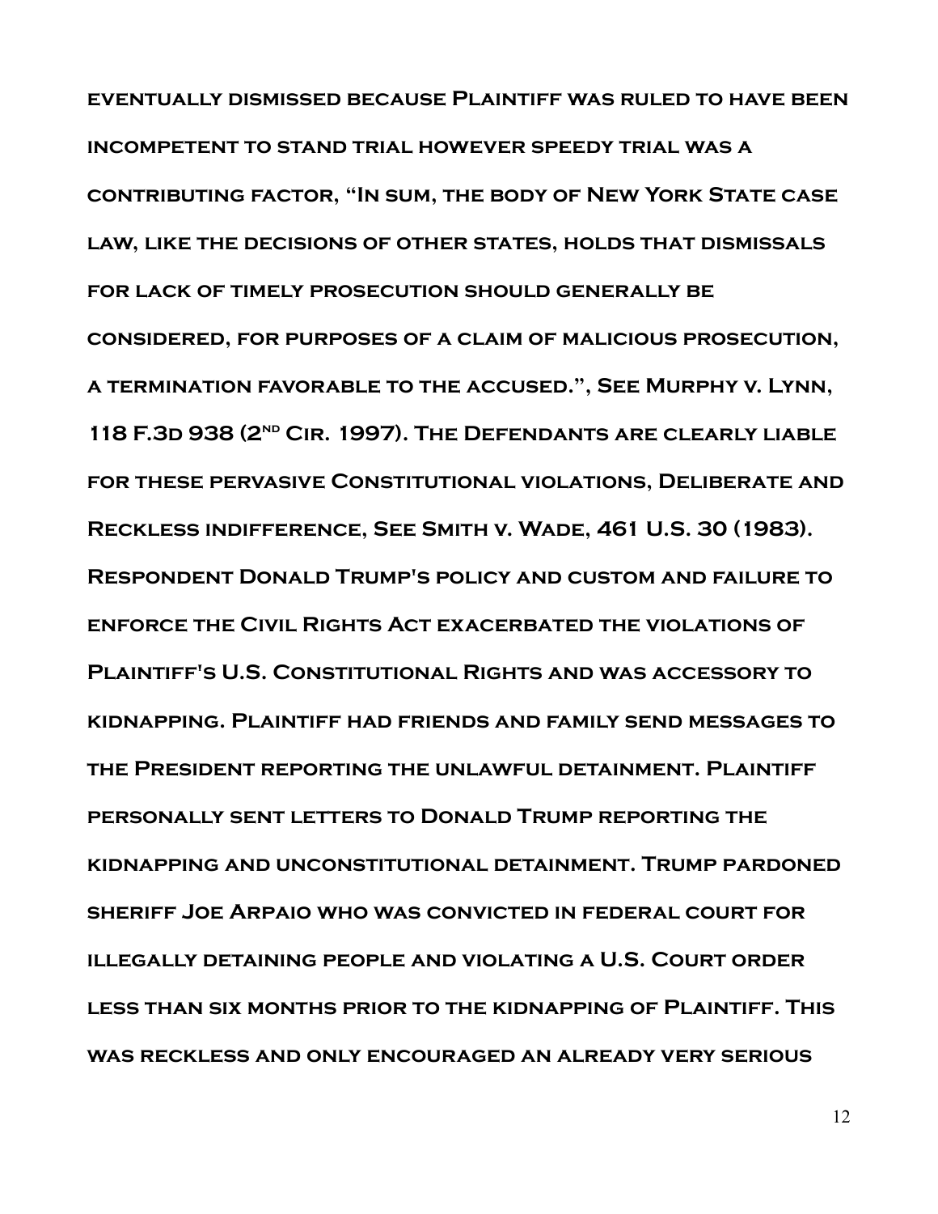eventually dismissed because Plaintiff was ruled to have been incompetent to stand trial however speedy trial was a contributing factor, "In sum, the body of New York State case law, like the decisions of other states, holds that dismissals for lack of timely prosecution should generally be considered, for purposes of a claim of malicious prosecution, a termination favorable to the accused.", See Murphy v. Lynn, 118 F.3d 938 (2nd Cir. 1997). The Defendants are clearly liable for these pervasive Constitutional violations, Deliberate and Reckless indifference, See Smith v. Wade, 461 U.S. 30 (1983). Respondent Donald Trump's policy and custom and failure to enforce the Civil Rights Act exacerbated the violations of Plaintiff's U.S. Constitutional Rights and was accessory to kidnapping. Plaintiff had friends and family send messages to the President reporting the unlawful detainment. Plaintiff personally sent letters to Donald Trump reporting the kidnapping and unconstitutional detainment. Trump pardoned sheriff Joe Arpaio who was convicted in federal court for illegally detaining people and violating a U.S. Court order less than six months prior to the kidnapping of Plaintiff. This was reckless and only encouraged an already very serious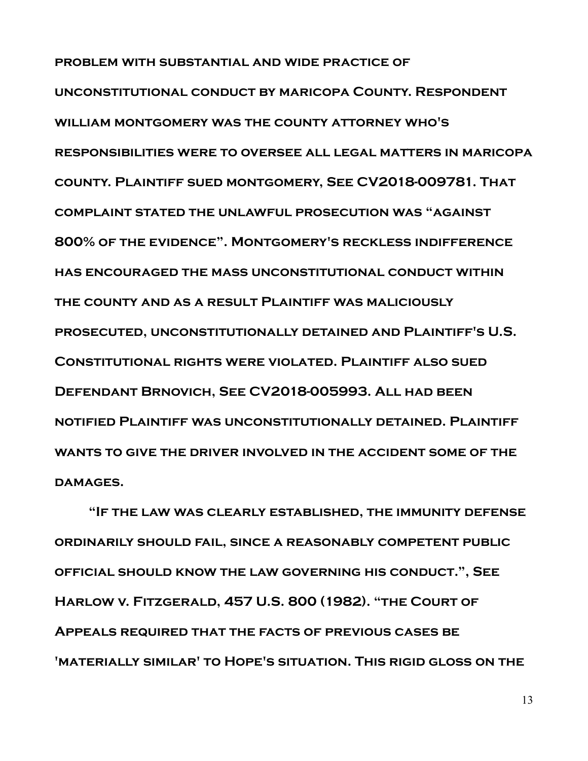problem with substantial and wide practice of unconstitutional conduct by maricopa County. Respondent william montgomery was the county attorney who's responsibilities were to oversee all legal matters in maricopa county. Plaintiff sued montgomery, See CV2018-009781. That complaint stated the unlawful prosecution was "against 800% of the evidence". Montgomery's reckless indifference has encouraged the mass unconstitutional conduct within the county and as a result Plaintiff was maliciously prosecuted, unconstitutionally detained and Plaintiff's U.S. Constitutional rights were violated. Plaintiff also sued Defendant Brnovich, See CV2018-005993. All had been notified Plaintiff was unconstitutionally detained. Plaintiff wants to give the driver involved in the accident some of the damages.

"If the law was clearly established, the immunity defense ordinarily should fail, since a reasonably competent public official should know the law governing his conduct.", See Harlow v. Fitzgerald, 457 U.S. 800 (1982). "the Court of Appeals required that the facts of previous cases be 'materially similar' to Hope's situation. This rigid gloss on the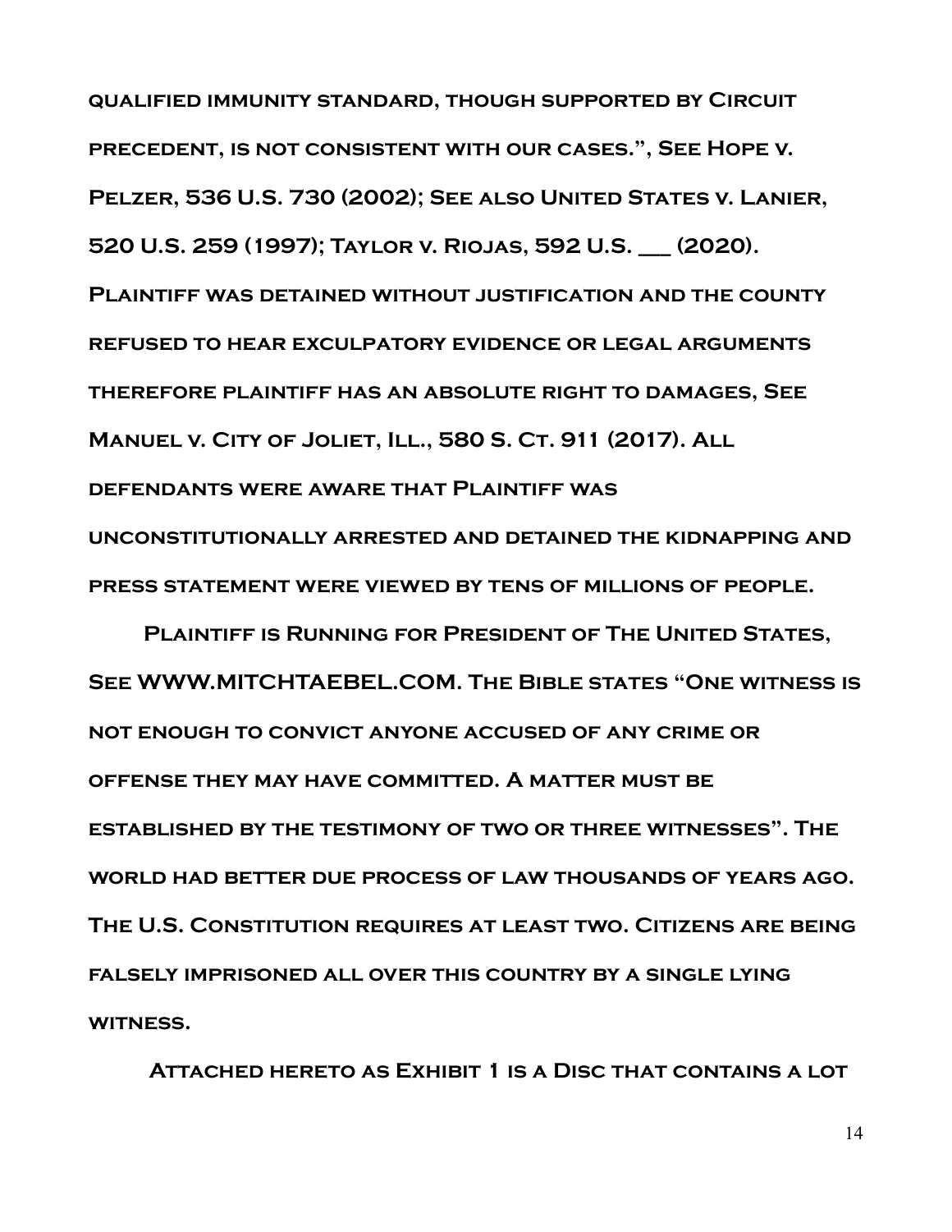qualified immunity standard, though supported by Circuit precedent, is not consistent with our cases.", See Hope v. Pelzer, 536 U.S. 730 (2002); See also United States v. Lanier, 520 U.S. 259 (1997); Taylor v. Riojas, 592 U.S. ___ (2020). Plaintiff was detained without justification and the county refused to hear exculpatory evidence or legal arguments therefore plaintiff has an absolute right to damages, See Manuel v. City of Joliet, Ill., 580 S. Ct. 911 (2017). All defendants were aware that Plaintiff was unconstitutionally arrested and detained the kidnapping and press statement were viewed by tens of millions of people.

Plaintiff is Running for President of The United States, See WWW.MITCHTAEBEL.COM. The Bible states "One witness is not enough to convict anyone accused of any crime or offense they may have committed. A matter must be established by the testimony of two or three witnesses". The world had better due process of law thousands of years ago. The U.S. Constitution requires at least two. Citizens are being falsely imprisoned all over this country by a single lying witness.

Attached hereto as Exhibit 1 is a Disc that contains a lot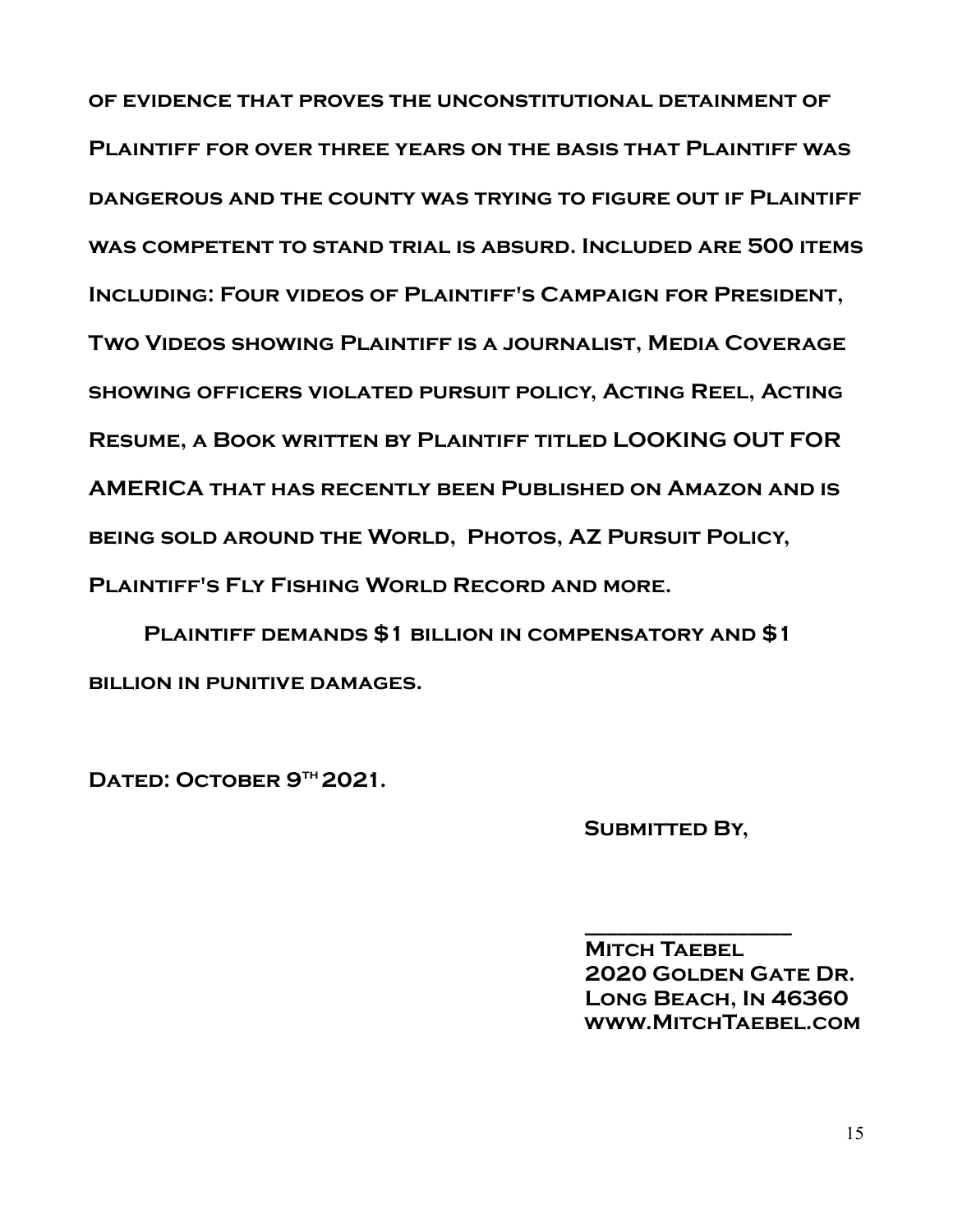of evidence that proves the unconstitutional detainment of Plaintiff for over three years on the basis that Plaintiff was dangerous and the county was trying to figure out if Plaintiff was competent to stand trial is absurd. Included are 500 items Including: Four videos of Plaintiff's Campaign for President, Two Videos showing Plaintiff is a journalist, Media Coverage showing officers violated pursuit policy, Acting Reel, Acting Resume, a Book written by Plaintiff titled LOOKING OUT FOR AMERICA that has recently been Published on Amazon and is being sold around the World, Photos, AZ Pursuit Policy, Plaintiff's Fly Fishing World Record and more.

Plaintiff demands $1 billion in compensatory and $1 billion in punitive damages.

Dated: October 9th 2021.

Submitted By,

\_\_\_\_\_\_\_\_\_\_\_\_\_\_\_\_\_\_

Mitch Taebel
2020 Golden Gate Dr.
Long Beach, In 46360
www.MitchTaebel.com